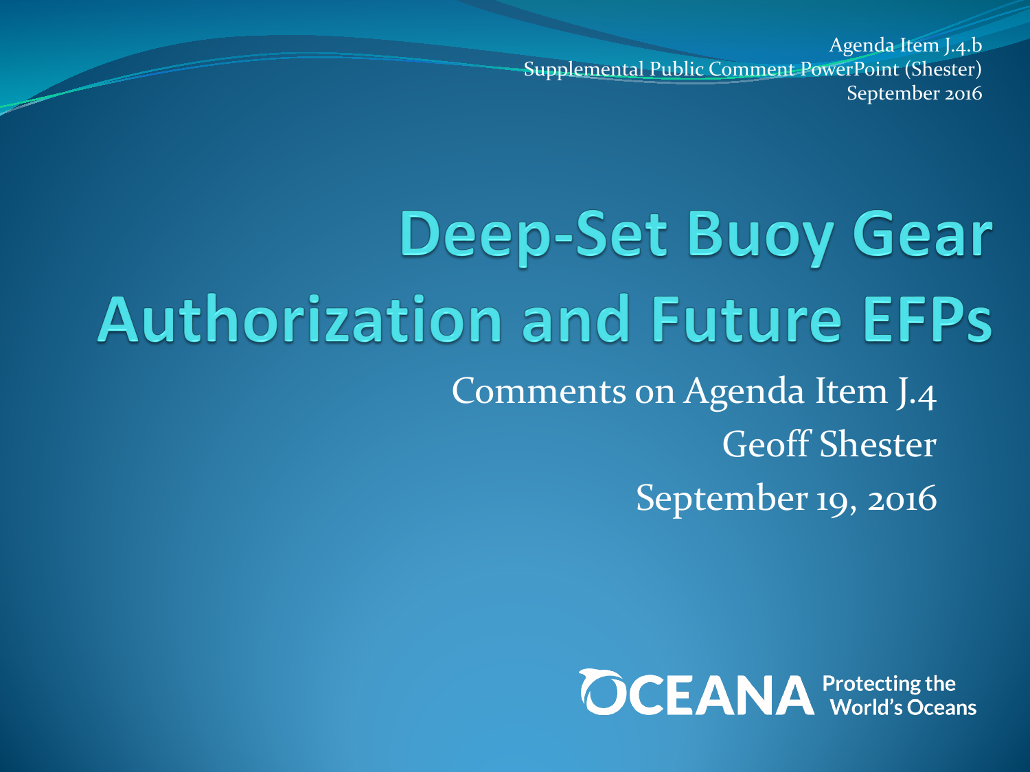Agenda Item J.4.b
Supplemental Public Comment PowerPoint (Shester)
September 2016

# Deep-Set Buoy Gear Authorization and Future EFPs

Comments on Agenda Item J.4

Geoff Shester

September 19, 2016

OCEANA Protecting the World's Oceans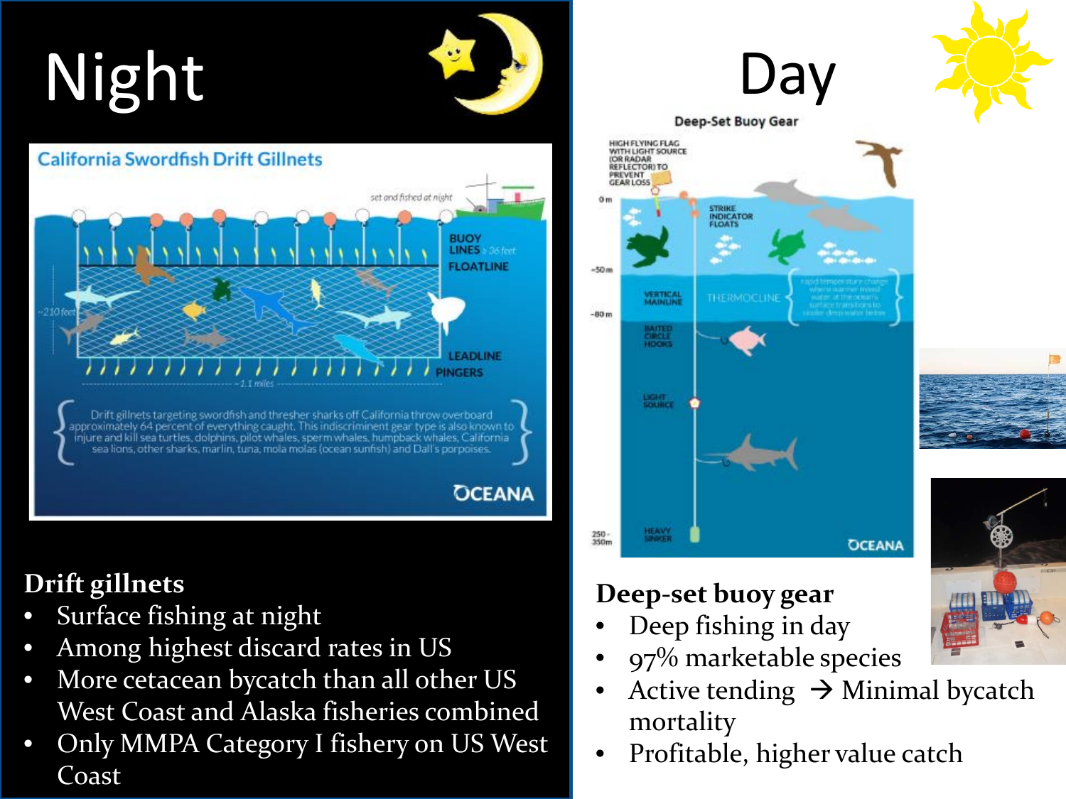# Night

**Drift gillnets**

- Surface fishing at night
- Among highest discard rates in US
- More cetacean bycatch than all other US West Coast and Alaska fisheries combined
- Only MMPA Category I fishery on US West Coast

# Day

**Deep-set buoy gear**

- Deep fishing in day
- 97% marketable species
- Active tending → Minimal bycatch mortality
- Profitable, higher value catch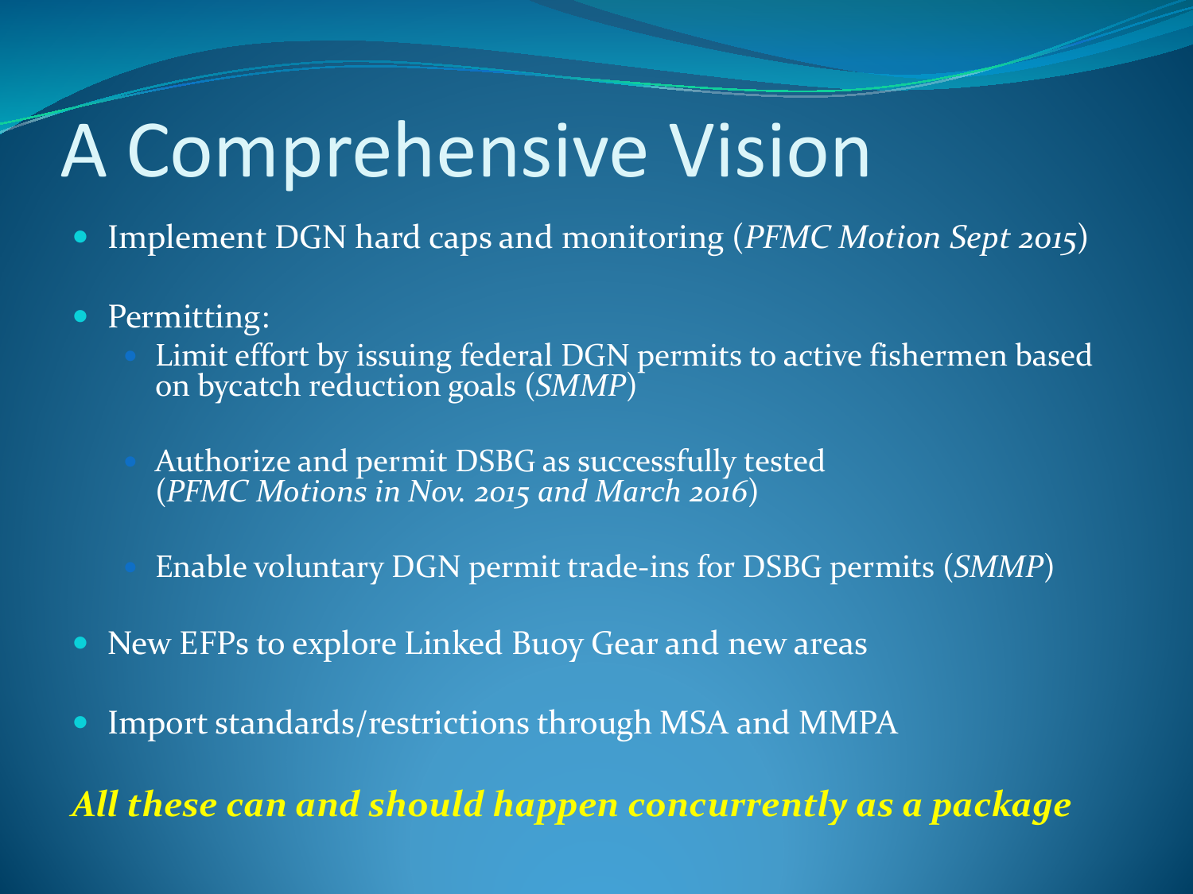# A Comprehensive Vision

- Implement DGN hard caps and monitoring (*PFMC Motion Sept 2015*)
- Permitting:
  - Limit effort by issuing federal DGN permits to active fishermen based on bycatch reduction goals (*SMMP*)
  - Authorize and permit DSBG as successfully tested (*PFMC Motions in Nov. 2015 and March 2016*)
  - Enable voluntary DGN permit trade-ins for DSBG permits (*SMMP*)
- New EFPs to explore Linked Buoy Gear and new areas
- Import standards/restrictions through MSA and MMPA

***All these can and should happen concurrently as a package***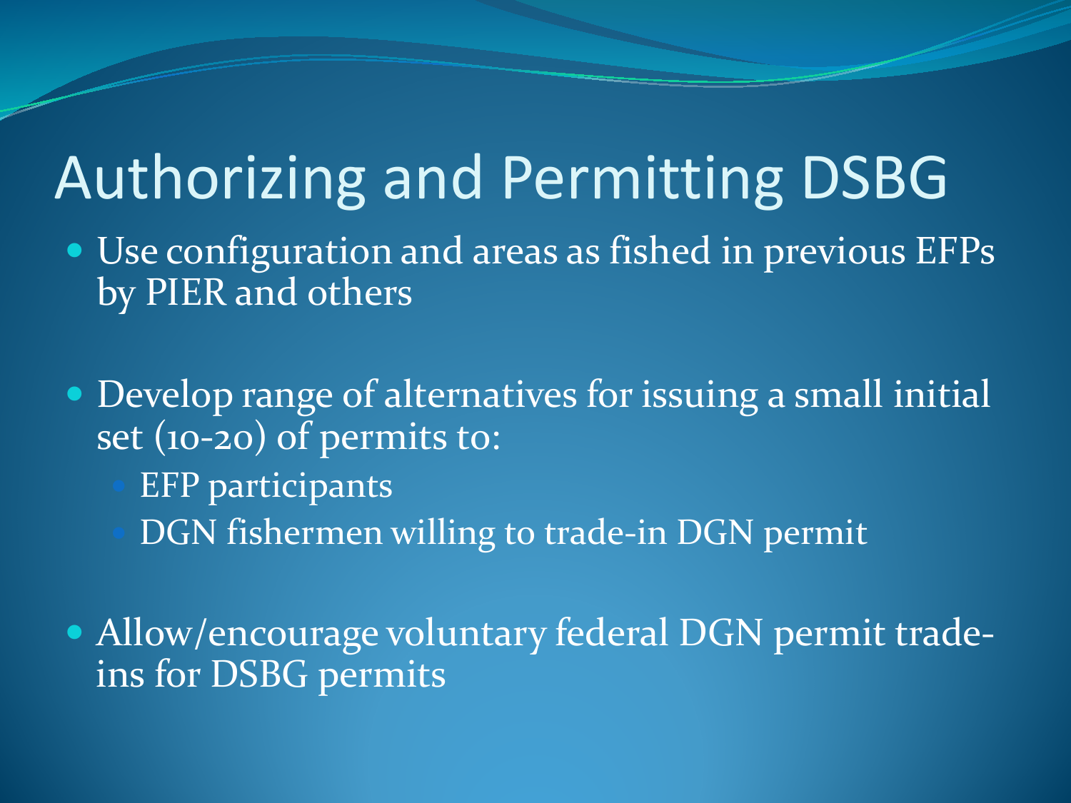# Authorizing and Permitting DSBG

- Use configuration and areas as fished in previous EFPs by PIER and others
- Develop range of alternatives for issuing a small initial set (10-20) of permits to:
  - EFP participants
  - DGN fishermen willing to trade-in DGN permit
- Allow/encourage voluntary federal DGN permit trade-ins for DSBG permits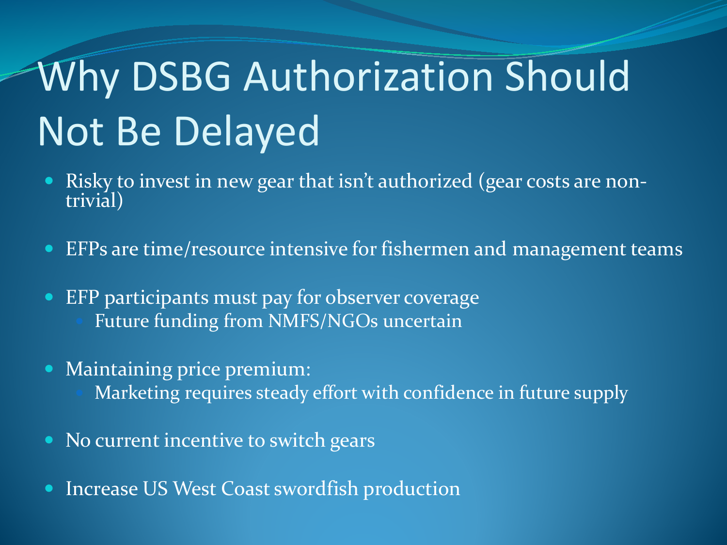# Why DSBG Authorization Should Not Be Delayed

- Risky to invest in new gear that isn't authorized (gear costs are non-trivial)
- EFPs are time/resource intensive for fishermen and management teams
- EFP participants must pay for observer coverage
  - Future funding from NMFS/NGOs uncertain
- Maintaining price premium:
  - Marketing requires steady effort with confidence in future supply
- No current incentive to switch gears
- Increase US West Coast swordfish production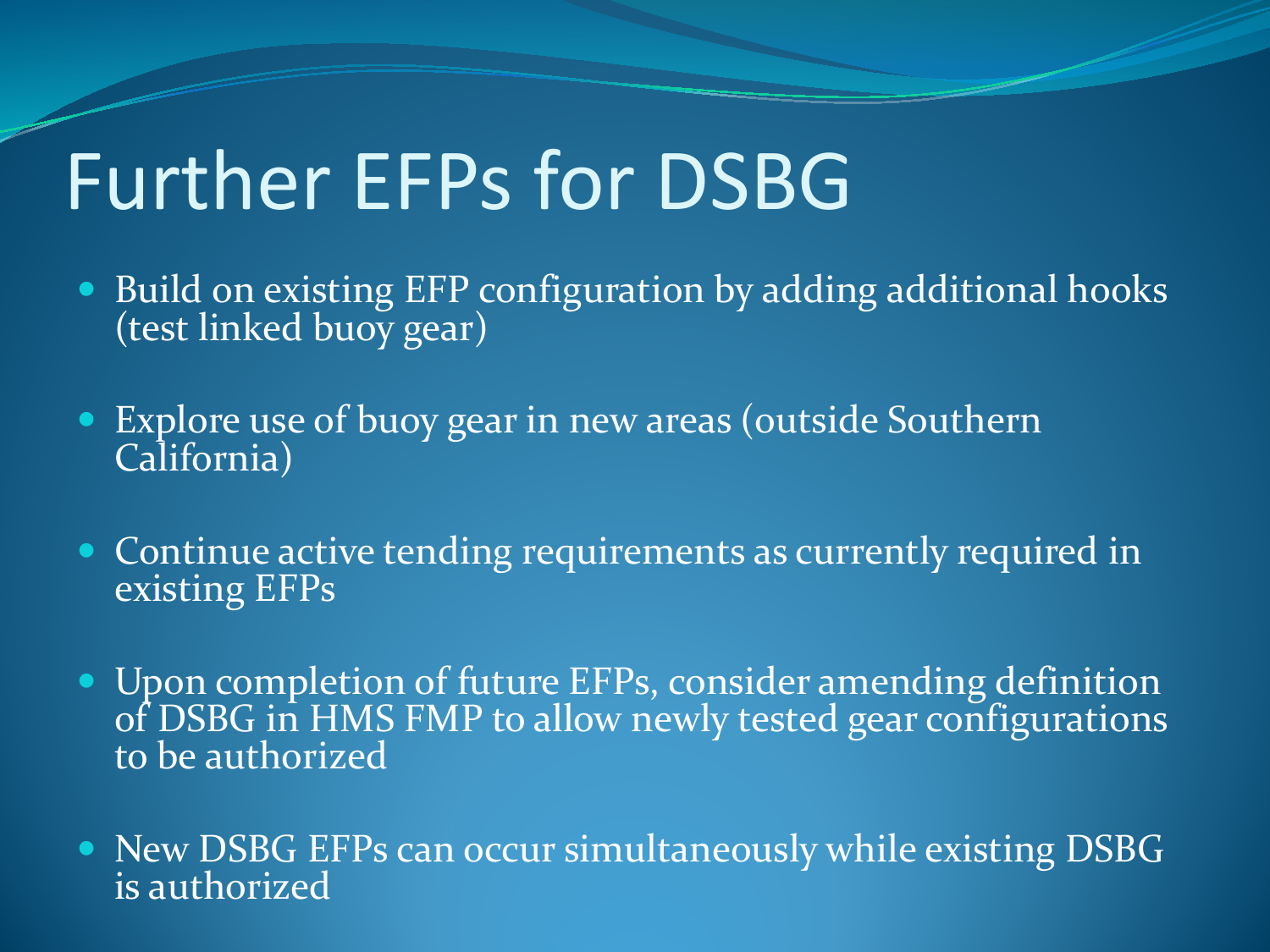# Further EFPs for DSBG

- Build on existing EFP configuration by adding additional hooks (test linked buoy gear)
- Explore use of buoy gear in new areas (outside Southern California)
- Continue active tending requirements as currently required in existing EFPs
- Upon completion of future EFPs, consider amending definition of DSBG in HMS FMP to allow newly tested gear configurations to be authorized
- New DSBG EFPs can occur simultaneously while existing DSBG is authorized